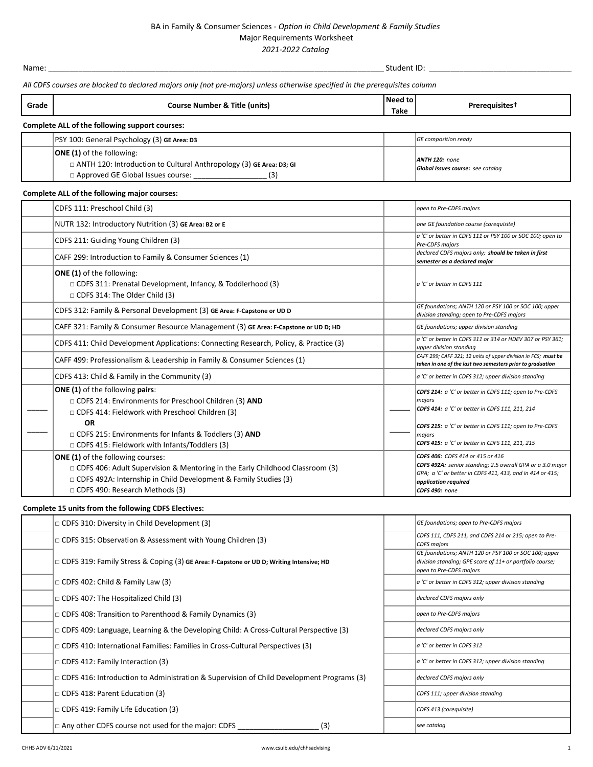# BA in Family & Consumer Sciences - *Option in Child Development & Family Studies*

## Major Requirements Worksheet

*2021-2022 Catalog*

Name: ______________________________ Student ID: ______________________________

*All CDFS courses are blocked to declared majors only (not pre-majors) unless otherwise specified in the prerequisites column*

| Grade | Course Number & Title (units) | Need to Take | Prerequisites† |
|---|---|---|---|
| **Complete ALL of the following support courses:** | | | |
| | PSY 100: General Psychology (3) **GE Area: D3** | | *GE composition ready* |
| | **ONE (1)** of the following:<br>□ ANTH 120: Introduction to Cultural Anthropology (3) **GE Area: D3; GI**<br>□ Approved GE Global Issues course: _________________ (3) | | ***ANTH 120:*** *none*<br>***Global Issues course:*** *see catalog* |
| **Complete ALL of the following major courses:** | | | |
| | CDFS 111: Preschool Child (3) | | *open to Pre-CDFS majors* |
| | NUTR 132: Introductory Nutrition (3) **GE Area: B2 or E** | | *one GE foundation course (corequisite)* |
| | CDFS 211: Guiding Young Children (3) | | *a 'C' or better in CDFS 111 or PSY 100 or SOC 100; open to Pre-CDFS majors* |
| | CAFF 299: Introduction to Family & Consumer Sciences (1) | | *declared CDFS majors only;* ***should be taken in first semester as a declared major*** |
| | **ONE (1)** of the following:<br>□ CDFS 311: Prenatal Development, Infancy, & Toddlerhood (3)<br>□ CDFS 314: The Older Child (3) | | *a 'C' or better in CDFS 111* |
| | CDFS 312: Family & Personal Development (3) **GE Area: F-Capstone or UD D** | | *GE foundations; ANTH 120 or PSY 100 or SOC 100; upper division standing; open to Pre-CDFS majors* |
| | CAFF 321: Family & Consumer Resource Management (3) **GE Area: F-Capstone or UD D; HD** | | *GE foundations; upper division standing* |
| | CDFS 411: Child Development Applications: Connecting Research, Policy, & Practice (3) | | *a 'C' or better in CDFS 311 or 314 or HDEV 307 or PSY 361; upper division standing* |
| | CAFF 499: Professionalism & Leadership in Family & Consumer Sciences (1) | | *CAFF 299; CAFF 321; 12 units of upper division in FCS;* ***must be taken in one of the last two semesters prior to graduation*** |
| | CDFS 413: Child & Family in the Community (3) | | *a 'C' or better in CDFS 312; upper division standing* |
| _____<br><br>_____ | **ONE (1)** of the following **pairs**:<br>□ CDFS 214: Environments for Preschool Children (3) **AND**<br>□ CDFS 414: Fieldwork with Preschool Children (3)<br>**OR**<br>□ CDFS 215: Environments for Infants & Toddlers (3) **AND**<br>□ CDFS 415: Fieldwork with Infants/Toddlers (3) | _____<br><br>_____ | ***CDFS 214:*** *a 'C' or better in CDFS 111; open to Pre-CDFS majors*<br>***CDFS 414:*** *a 'C' or better in CDFS 111, 211, 214*<br>***CDFS 215:*** *a 'C' or better in CDFS 111; open to Pre-CDFS majors*<br>***CDFS 415:*** *a 'C' or better in CDFS 111, 211, 215* |
| | **ONE (1)** of the following courses:<br>□ CDFS 406: Adult Supervision & Mentoring in the Early Childhood Classroom (3)<br>□ CDFS 492A: Internship in Child Development & Family Studies (3)<br>□ CDFS 490: Research Methods (3) | | ***CDFS 406:*** *CDFS 414 or 415 or 416*<br>***CDFS 492A:*** *senior standing; 2.5 overall GPA or a 3.0 major GPA; a 'C' or better in CDFS 411, 413, and in 414 or 415;* ***application required***<br>***CDFS 490:*** *none* |
| **Complete 15 units from the following CDFS Electives:** | | | |
| | □ CDFS 310: Diversity in Child Development (3) | | *GE foundations; open to Pre-CDFS majors* |
| | □ CDFS 315: Observation & Assessment with Young Children (3) | | *CDFS 111, CDFS 211, and CDFS 214 or 215; open to Pre-CDFS majors* |
| | □ CDFS 319: Family Stress & Coping (3) **GE Area: F-Capstone or UD D; Writing Intensive; HD** | | *GE foundations; ANTH 120 or PSY 100 or SOC 100; upper division standing; GPE score of 11+ or portfolio course; open to Pre-CDFS majors* |
| | □ CDFS 402: Child & Family Law (3) | | *a 'C' or better in CDFS 312; upper division standing* |
| | □ CDFS 407: The Hospitalized Child (3) | | *declared CDFS majors only* |
| | □ CDFS 408: Transition to Parenthood & Family Dynamics (3) | | *open to Pre-CDFS majors* |
| | □ CDFS 409: Language, Learning & the Developing Child: A Cross-Cultural Perspective (3) | | *declared CDFS majors only* |
| | □ CDFS 410: International Families: Families in Cross-Cultural Perspectives (3) | | *a 'C' or better in CDFS 312* |
| | □ CDFS 412: Family Interaction (3) | | *a 'C' or better in CDFS 312; upper division standing* |
| | □ CDFS 416: Introduction to Administration & Supervision of Child Development Programs (3) | | *declared CDFS majors only* |
| | □ CDFS 418: Parent Education (3) | | *CDFS 111; upper division standing* |
| | □ CDFS 419: Family Life Education (3) | | *CDFS 413 (corequisite)* |
| | □ Any other CDFS course not used for the major: CDFS ___________________ (3) | | *see catalog* |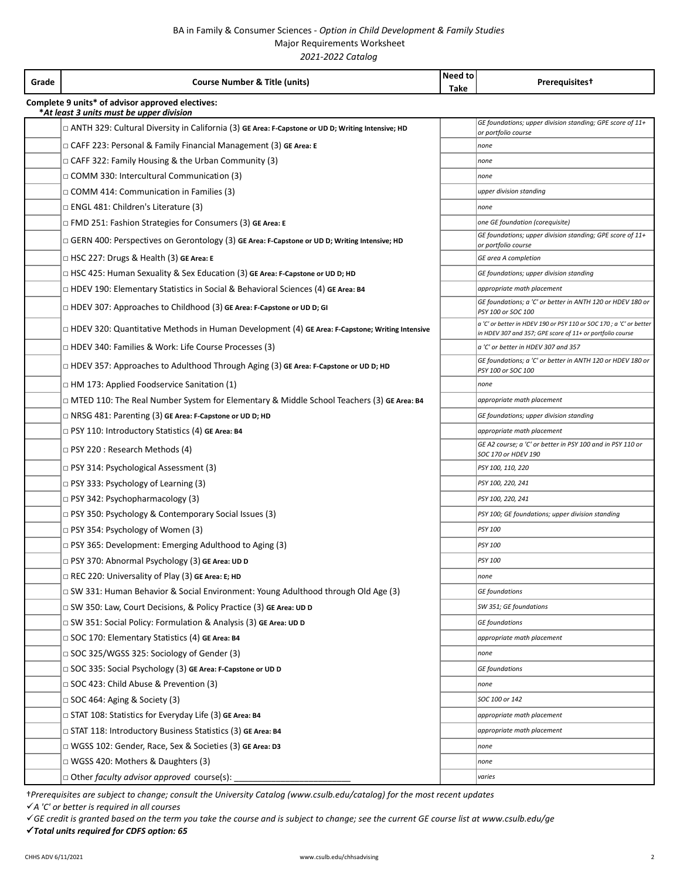# BA in Family & Consumer Sciences - *Option in Child Development & Family Studies*

Major Requirements Worksheet

*2021-2022 Catalog*

| Grade | Course Number & Title (units) | Need to Take | Prerequisites† |
|---|---|---|---|
| | **Complete 9 units* of advisor approved electives:** ***At least 3 units must be upper division** | | |
| | □ ANTH 329: Cultural Diversity in California (3) **GE Area: F-Capstone or UD D; Writing Intensive; HD** | | *GE foundations; upper division standing; GPE score of 11+ or portfolio course* |
| | □ CAFF 223: Personal & Family Financial Management (3) **GE Area: E** | | *none* |
| | □ CAFF 322: Family Housing & the Urban Community (3) | | *none* |
| | □ COMM 330: Intercultural Communication (3) | | *none* |
| | □ COMM 414: Communication in Families (3) | | *upper division standing* |
| | □ ENGL 481: Children's Literature (3) | | *none* |
| | □ FMD 251: Fashion Strategies for Consumers (3) **GE Area: E** | | *one GE foundation (corequisite)* |
| | □ GERN 400: Perspectives on Gerontology (3) **GE Area: F-Capstone or UD D; Writing Intensive; HD** | | *GE foundations; upper division standing; GPE score of 11+ or portfolio course* |
| | □ HSC 227: Drugs & Health (3) **GE Area: E** | | *GE area A completion* |
| | □ HSC 425: Human Sexuality & Sex Education (3) **GE Area: F-Capstone or UD D; HD** | | *GE foundations; upper division standing* |
| | □ HDEV 190: Elementary Statistics in Social & Behavioral Sciences (4) **GE Area: B4** | | *appropriate math placement* |
| | □ HDEV 307: Approaches to Childhood (3) **GE Area: F-Capstone or UD D; GI** | | *GE foundations; a 'C' or better in ANTH 120 or HDEV 180 or PSY 100 or SOC 100* |
| | □ HDEV 320: Quantitative Methods in Human Development (4) **GE Area: F-Capstone; Writing Intensive** | | *a 'C' or better in HDEV 190 or PSY 110 or SOC 170 ; a 'C' or better in HDEV 307 and 357; GPE score of 11+ or portfolio course* |
| | □ HDEV 340: Families & Work: Life Course Processes (3) | | *a 'C' or better in HDEV 307 and 357* |
| | □ HDEV 357: Approaches to Adulthood Through Aging (3) **GE Area: F-Capstone or UD D; HD** | | *GE foundations; a 'C' or better in ANTH 120 or HDEV 180 or PSY 100 or SOC 100* |
| | □ HM 173: Applied Foodservice Sanitation (1) | | *none* |
| | □ MTED 110: The Real Number System for Elementary & Middle School Teachers (3) **GE Area: B4** | | *appropriate math placement* |
| | □ NRSG 481: Parenting (3) **GE Area: F-Capstone or UD D; HD** | | *GE foundations; upper division standing* |
| | □ PSY 110: Introductory Statistics (4) **GE Area: B4** | | *appropriate math placement* |
| | □ PSY 220 : Research Methods (4) | | *GE A2 course; a 'C' or better in PSY 100 and in PSY 110 or SOC 170 or HDEV 190* |
| | □ PSY 314: Psychological Assessment (3) | | *PSY 100, 110, 220* |
| | □ PSY 333: Psychology of Learning (3) | | *PSY 100, 220, 241* |
| | □ PSY 342: Psychopharmacology (3) | | *PSY 100, 220, 241* |
| | □ PSY 350: Psychology & Contemporary Social Issues (3) | | *PSY 100; GE foundations; upper division standing* |
| | □ PSY 354: Psychology of Women (3) | | *PSY 100* |
| | □ PSY 365: Development: Emerging Adulthood to Aging (3) | | *PSY 100* |
| | □ PSY 370: Abnormal Psychology (3) **GE Area: UD D** | | *PSY 100* |
| | □ REC 220: Universality of Play (3) **GE Area: E; HD** | | *none* |
| | □ SW 331: Human Behavior & Social Environment: Young Adulthood through Old Age (3) | | *GE foundations* |
| | □ SW 350: Law, Court Decisions, & Policy Practice (3) **GE Area: UD D** | | *SW 351; GE foundations* |
| | □ SW 351: Social Policy: Formulation & Analysis (3) **GE Area: UD D** | | *GE foundations* |
| | □ SOC 170: Elementary Statistics (4) **GE Area: B4** | | *appropriate math placement* |
| | □ SOC 325/WGSS 325: Sociology of Gender (3) | | *none* |
| | □ SOC 335: Social Psychology (3) **GE Area: F-Capstone or UD D** | | *GE foundations* |
| | □ SOC 423: Child Abuse & Prevention (3) | | *none* |
| | □ SOC 464: Aging & Society (3) | | *SOC 100 or 142* |
| | □ STAT 108: Statistics for Everyday Life (3) **GE Area: B4** | | *appropriate math placement* |
| | □ STAT 118: Introductory Business Statistics (3) **GE Area: B4** | | *appropriate math placement* |
| | □ WGSS 102: Gender, Race, Sex & Societies (3) **GE Area: D3** | | *none* |
| | □ WGSS 420: Mothers & Daughters (3) | | *none* |
| | □ Other *faculty advisor approved* course(s): ________________________ | | *varies* |

†*Prerequisites are subject to change; consult the University Catalog (www.csulb.edu/catalog) for the most recent updates*

✓*A 'C' or better is required in all courses*

✓*GE credit is granted based on the term you take the course and is subject to change; see the current GE course list at www.csulb.edu/ge*

✓***Total units required for CDFS option: 65***